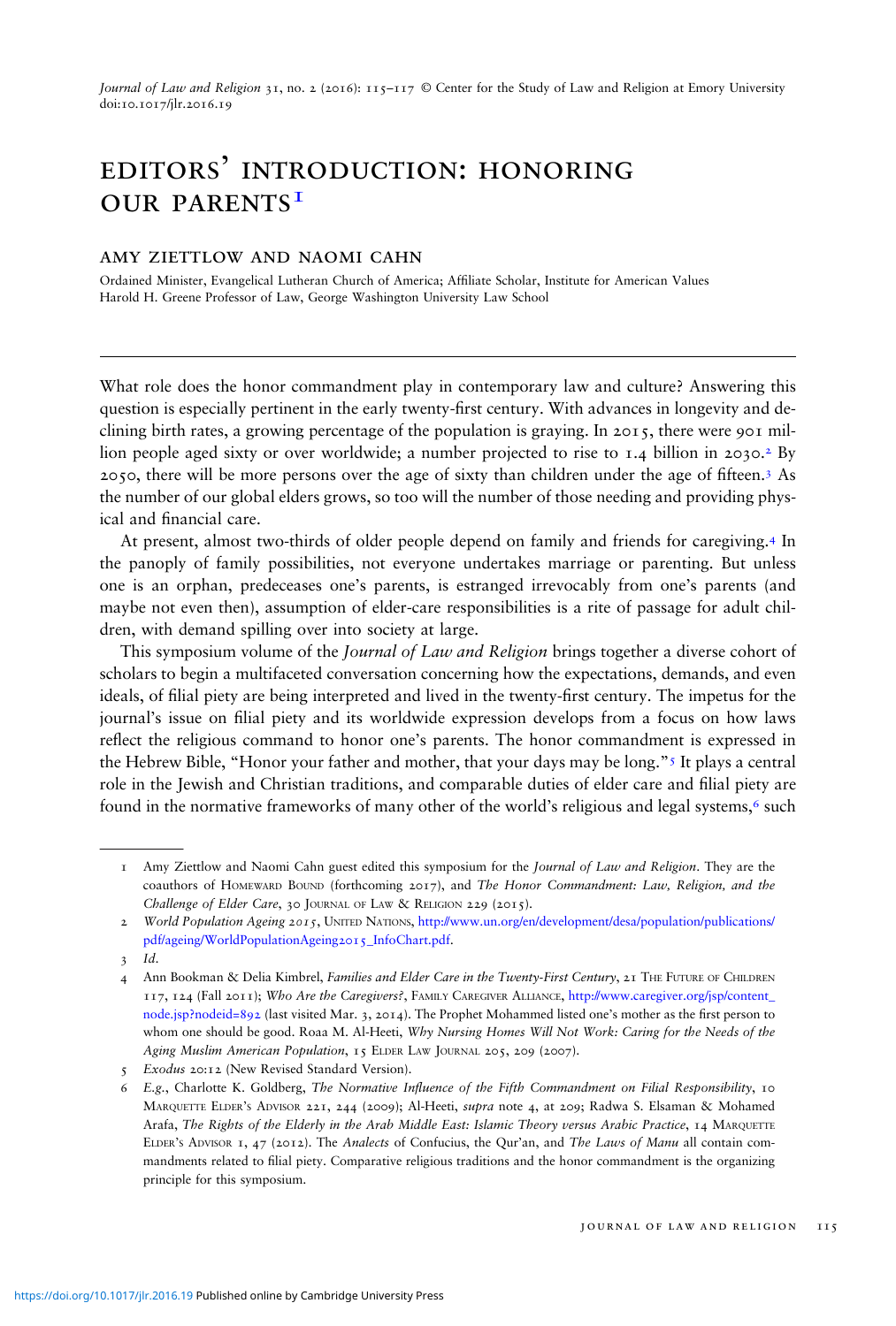# EDITORS' INTRODUCTION: HONORING OUR PARENTS[1]

## AMY ZIETTLOW AND NAOMI CAHN

Ordained Minister, Evangelical Lutheran Church of America; Affiliate Scholar, Institute for American Values
Harold H. Greene Professor of Law, George Washington University Law School

---

What role does the honor commandment play in contemporary law and culture? Answering this question is especially pertinent in the early twenty-first century. With advances in longevity and declining birth rates, a growing percentage of the population is graying. In 2015, there were 901 million people aged sixty or over worldwide; a number projected to rise to 1.4 billion in 2030.[2] By 2050, there will be more persons over the age of sixty than children under the age of fifteen.[3] As the number of our global elders grows, so too will the number of those needing and providing physical and financial care.

At present, almost two-thirds of older people depend on family and friends for caregiving.[4] In the panoply of family possibilities, not everyone undertakes marriage or parenting. But unless one is an orphan, predeceases one's parents, is estranged irrevocably from one's parents (and maybe not even then), assumption of elder-care responsibilities is a rite of passage for adult children, with demand spilling over into society at large.

This symposium volume of the *Journal of Law and Religion* brings together a diverse cohort of scholars to begin a multifaceted conversation concerning how the expectations, demands, and even ideals, of filial piety are being interpreted and lived in the twenty-first century. The impetus for the journal's issue on filial piety and its worldwide expression develops from a focus on how laws reflect the religious command to honor one's parents. The honor commandment is expressed in the Hebrew Bible, "Honor your father and mother, that your days may be long."[5] It plays a central role in the Jewish and Christian traditions, and comparable duties of elder care and filial piety are found in the normative frameworks of many other of the world's religious and legal systems,[6] such

---

1 Amy Ziettlow and Naomi Cahn guest edited this symposium for the *Journal of Law and Religion*. They are the coauthors of HOMEWARD BOUND (forthcoming 2017), and *The Honor Commandment: Law, Religion, and the Challenge of Elder Care*, 30 JOURNAL OF LAW & RELIGION 229 (2015).

2 *World Population Ageing 2015*, UNITED NATIONS, http://www.un.org/en/development/desa/population/publications/pdf/ageing/WorldPopulationAgeing2015_InfoChart.pdf.

3 *Id.*

4 Ann Bookman & Delia Kimbrel, *Families and Elder Care in the Twenty-First Century*, 21 THE FUTURE OF CHILDREN 117, 124 (Fall 2011); *Who Are the Caregivers?*, FAMILY CAREGIVER ALLIANCE, http://www.caregiver.org/jsp/content_node.jsp?nodeid=892 (last visited Mar. 3, 2014). The Prophet Mohammed listed one's mother as the first person to whom one should be good. Roaa M. Al-Heeti, *Why Nursing Homes Will Not Work: Caring for the Needs of the Aging Muslim American Population*, 15 ELDER LAW JOURNAL 205, 209 (2007).

5 *Exodus* 20:12 (New Revised Standard Version).

6 *E.g.*, Charlotte K. Goldberg, *The Normative Influence of the Fifth Commandment on Filial Responsibility*, 10 MARQUETTE ELDER'S ADVISOR 221, 244 (2009); Al-Heeti, *supra* note 4, at 209; Radwa S. Elsaman & Mohamed Arafa, *The Rights of the Elderly in the Arab Middle East: Islamic Theory versus Arabic Practice*, 14 MARQUETTE ELDER'S ADVISOR 1, 47 (2012). The *Analects* of Confucius, the Qur'an, and *The Laws of Manu* all contain commandments related to filial piety. Comparative religious traditions and the honor commandment is the organizing principle for this symposium.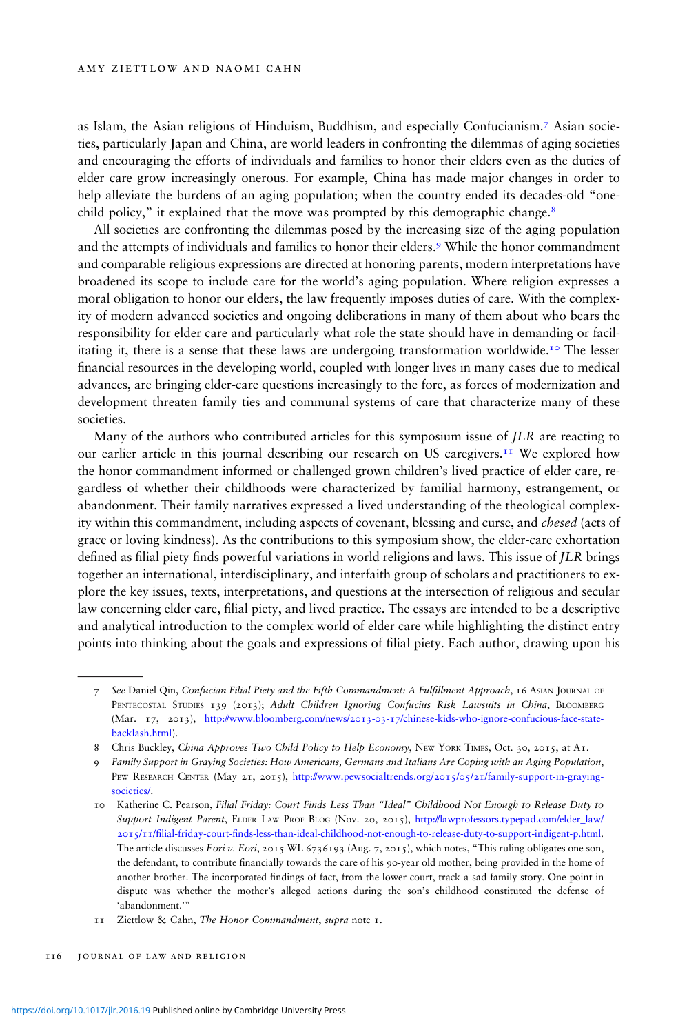as Islam, the Asian religions of Hinduism, Buddhism, and especially Confucianism.[7] Asian societies, particularly Japan and China, are world leaders in confronting the dilemmas of aging societies and encouraging the efforts of individuals and families to honor their elders even as the duties of elder care grow increasingly onerous. For example, China has made major changes in order to help alleviate the burdens of an aging population; when the country ended its decades-old "one-child policy," it explained that the move was prompted by this demographic change.[8]

All societies are confronting the dilemmas posed by the increasing size of the aging population and the attempts of individuals and families to honor their elders.[9] While the honor commandment and comparable religious expressions are directed at honoring parents, modern interpretations have broadened its scope to include care for the world's aging population. Where religion expresses a moral obligation to honor our elders, the law frequently imposes duties of care. With the complexity of modern advanced societies and ongoing deliberations in many of them about who bears the responsibility for elder care and particularly what role the state should have in demanding or facilitating it, there is a sense that these laws are undergoing transformation worldwide.[10] The lesser financial resources in the developing world, coupled with longer lives in many cases due to medical advances, are bringing elder-care questions increasingly to the fore, as forces of modernization and development threaten family ties and communal systems of care that characterize many of these societies.

Many of the authors who contributed articles for this symposium issue of *JLR* are reacting to our earlier article in this journal describing our research on US caregivers.[11] We explored how the honor commandment informed or challenged grown children's lived practice of elder care, regardless of whether their childhoods were characterized by familial harmony, estrangement, or abandonment. Their family narratives expressed a lived understanding of the theological complexity within this commandment, including aspects of covenant, blessing and curse, and *chesed* (acts of grace or loving kindness). As the contributions to this symposium show, the elder-care exhortation defined as filial piety finds powerful variations in world religions and laws. This issue of *JLR* brings together an international, interdisciplinary, and interfaith group of scholars and practitioners to explore the key issues, texts, interpretations, and questions at the intersection of religious and secular law concerning elder care, filial piety, and lived practice. The essays are intended to be a descriptive and analytical introduction to the complex world of elder care while highlighting the distinct entry points into thinking about the goals and expressions of filial piety. Each author, drawing upon his

---

7 *See* Daniel Qin, *Confucian Filial Piety and the Fifth Commandment: A Fulfillment Approach*, 16 Asian Journal of Pentecostal Studies 139 (2013); *Adult Children Ignoring Confucius Risk Lawsuits in China*, Bloomberg (Mar. 17, 2013), http://www.bloomberg.com/news/2013-03-17/chinese-kids-who-ignore-confucious-face-state-backlash.html).

8 Chris Buckley, *China Approves Two Child Policy to Help Economy*, New York Times, Oct. 30, 2015, at A1.

9 *Family Support in Graying Societies: How Americans, Germans and Italians Are Coping with an Aging Population*, Pew Research Center (May 21, 2015), http://www.pewsocialtrends.org/2015/05/21/family-support-in-graying-societies/.

10 Katherine C. Pearson, *Filial Friday: Court Finds Less Than "Ideal" Childhood Not Enough to Release Duty to Support Indigent Parent*, Elder Law Prof Blog (Nov. 20, 2015), http://lawprofessors.typepad.com/elder_law/2015/11/filial-friday-court-finds-less-than-ideal-childhood-not-enough-to-release-duty-to-support-indigent-p.html. The article discusses *Eori v. Eori*, 2015 WL 6736193 (Aug. 7, 2015), which notes, "This ruling obligates one son, the defendant, to contribute financially towards the care of his 90-year old mother, being provided in the home of another brother. The incorporated findings of fact, from the lower court, track a sad family story. One point in dispute was whether the mother's alleged actions during the son's childhood constituted the defense of 'abandonment.'"

11 Ziettlow & Cahn, *The Honor Commandment*, *supra* note 1.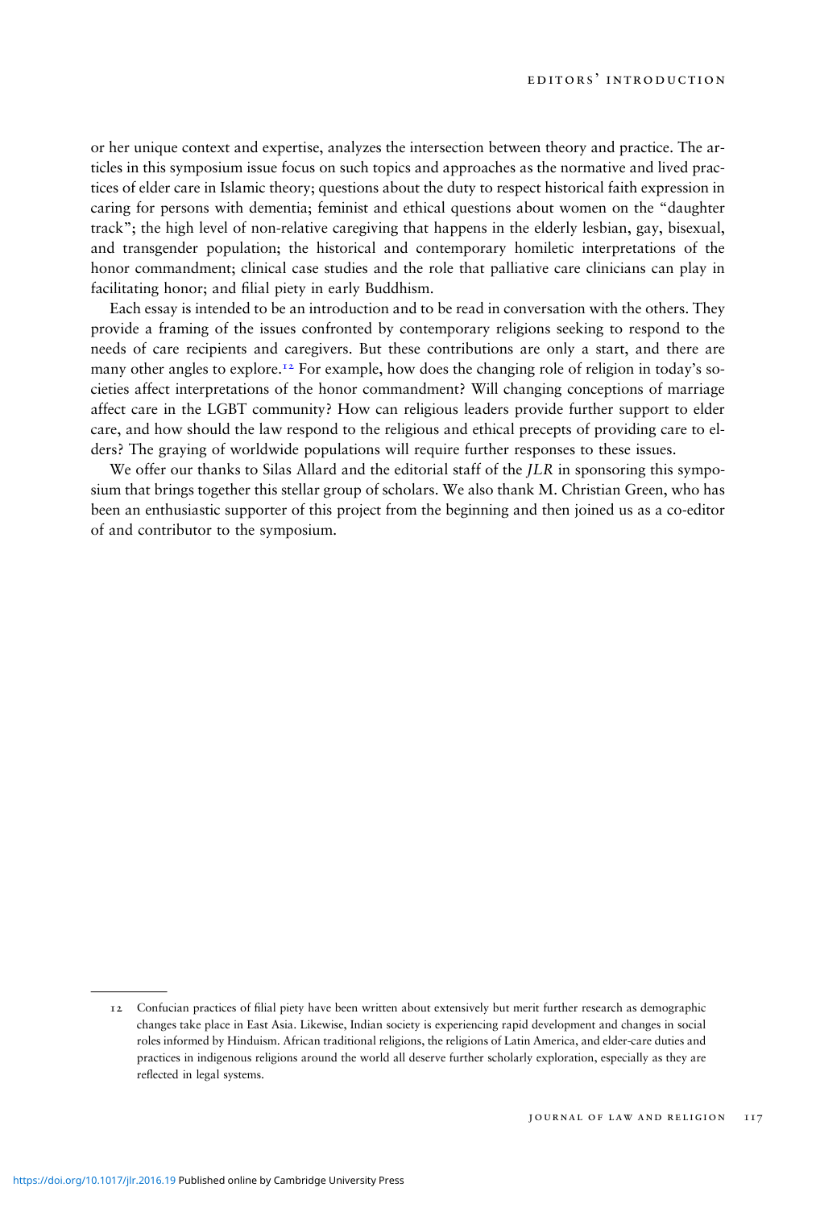or her unique context and expertise, analyzes the intersection between theory and practice. The articles in this symposium issue focus on such topics and approaches as the normative and lived practices of elder care in Islamic theory; questions about the duty to respect historical faith expression in caring for persons with dementia; feminist and ethical questions about women on the "daughter track"; the high level of non-relative caregiving that happens in the elderly lesbian, gay, bisexual, and transgender population; the historical and contemporary homiletic interpretations of the honor commandment; clinical case studies and the role that palliative care clinicians can play in facilitating honor; and filial piety in early Buddhism.

Each essay is intended to be an introduction and to be read in conversation with the others. They provide a framing of the issues confronted by contemporary religions seeking to respond to the needs of care recipients and caregivers. But these contributions are only a start, and there are many other angles to explore.[12] For example, how does the changing role of religion in today's societies affect interpretations of the honor commandment? Will changing conceptions of marriage affect care in the LGBT community? How can religious leaders provide further support to elder care, and how should the law respond to the religious and ethical precepts of providing care to elders? The graying of worldwide populations will require further responses to these issues.

We offer our thanks to Silas Allard and the editorial staff of the *JLR* in sponsoring this symposium that brings together this stellar group of scholars. We also thank M. Christian Green, who has been an enthusiastic supporter of this project from the beginning and then joined us as a co-editor of and contributor to the symposium.

---

12 Confucian practices of filial piety have been written about extensively but merit further research as demographic changes take place in East Asia. Likewise, Indian society is experiencing rapid development and changes in social roles informed by Hinduism. African traditional religions, the religions of Latin America, and elder-care duties and practices in indigenous religions around the world all deserve further scholarly exploration, especially as they are reflected in legal systems.